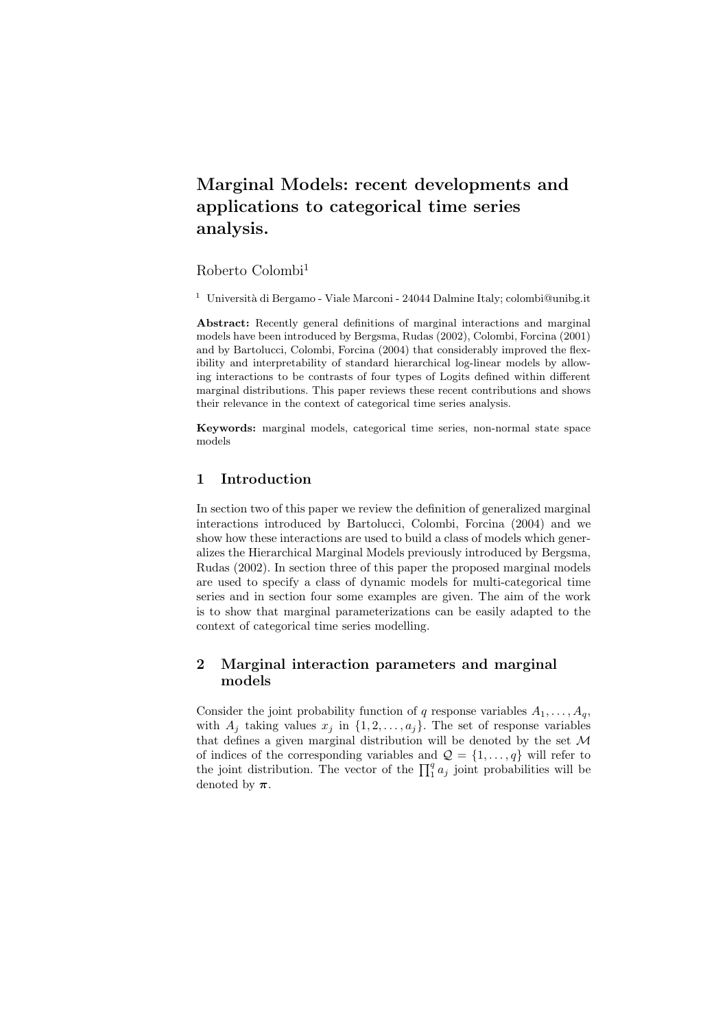# Marginal Models: recent developments and applications to categorical time series analysis.

Roberto Colombi[1]

[1] Università di Bergamo - Viale Marconi - 24044 Dalmine Italy; colombi@unibg.it

**Abstract:** Recently general definitions of marginal interactions and marginal models have been introduced by Bergsma, Rudas (2002), Colombi, Forcina (2001) and by Bartolucci, Colombi, Forcina (2004) that considerably improved the flexibility and interpretability of standard hierarchical log-linear models by allowing interactions to be contrasts of four types of Logits defined within different marginal distributions. This paper reviews these recent contributions and shows their relevance in the context of categorical time series analysis.

**Keywords:** marginal models, categorical time series, non-normal state space models

## 1 Introduction

In section two of this paper we review the definition of generalized marginal interactions introduced by Bartolucci, Colombi, Forcina (2004) and we show how these interactions are used to build a class of models which generalizes the Hierarchical Marginal Models previously introduced by Bergsma, Rudas (2002). In section three of this paper the proposed marginal models are used to specify a class of dynamic models for multi-categorical time series and in section four some examples are given. The aim of the work is to show that marginal parameterizations can be easily adapted to the context of categorical time series modelling.

## 2 Marginal interaction parameters and marginal models

Consider the joint probability function of $q$ response variables $A_1, \ldots, A_q$, with $A_j$ taking values $x_j$ in $\{1, 2, \ldots, a_j\}$. The set of response variables that defines a given marginal distribution will be denoted by the set $\mathcal{M}$ of indices of the corresponding variables and $\mathcal{Q} = \{1, \ldots, q\}$ will refer to the joint distribution. The vector of the $\prod_1^q a_j$ joint probabilities will be denoted by $\boldsymbol{\pi}$.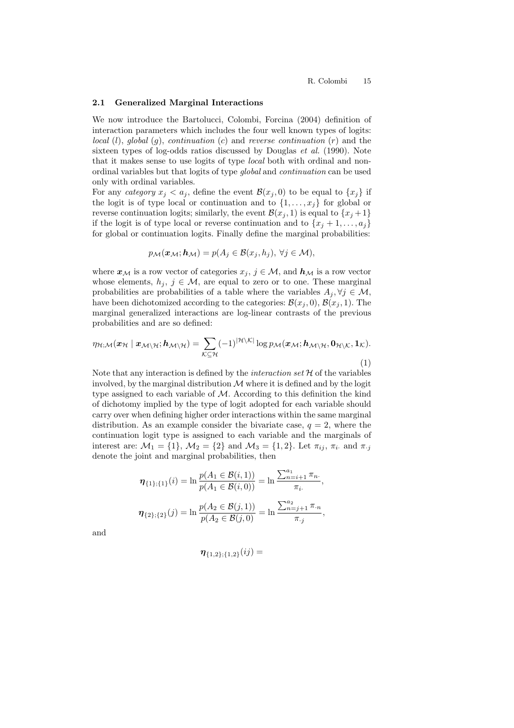### 2.1 Generalized Marginal Interactions

We now introduce the Bartolucci, Colombi, Forcina (2004) definition of interaction parameters which includes the four well known types of logits: *local* ($l$), *global* ($g$), *continuation* ($c$) and *reverse continuation* ($r$) and the sixteen types of log-odds ratios discussed by Douglas *et al.* (1990). Note that it makes sense to use logits of type *local* both with ordinal and non-ordinal variables but that logits of type *global* and *continuation* can be used only with ordinal variables.

For any *category* $x_j < a_j$, define the event $\mathcal{B}(x_j, 0)$ to be equal to $\{x_j\}$ if the logit is of type local or continuation and to $\{1, \ldots, x_j\}$ for global or reverse continuation logits; similarly, the event $\mathcal{B}(x_j, 1)$ is equal to $\{x_j + 1\}$ if the logit is of type local or reverse continuation and to $\{x_j + 1, \ldots, a_j\}$ for global or continuation logits. Finally define the marginal probabilities:

$$p_{\mathcal{M}}(\boldsymbol{x}_{\mathcal{M}}; \boldsymbol{h}_{\mathcal{M}}) = p(A_j \in \mathcal{B}(x_j, h_j), \ \forall j \in \mathcal{M}),$$

where $\boldsymbol{x}_{\mathcal{M}}$ is a row vector of categories $x_j$, $j \in \mathcal{M}$, and $\boldsymbol{h}_{\mathcal{M}}$ is a row vector whose elements, $h_j$, $j \in \mathcal{M}$, are equal to zero or to one. These marginal probabilities are probabilities of a table where the variables $A_j, \forall j \in \mathcal{M}$, have been dichotomized according to the categories: $\mathcal{B}(x_j, 0)$, $\mathcal{B}(x_j, 1)$. The marginal generalized interactions are log-linear contrasts of the previous probabilities and are so defined:

$$\eta_{\mathcal{H};\mathcal{M}}(\boldsymbol{x}_{\mathcal{H}} \mid \boldsymbol{x}_{\mathcal{M}\setminus\mathcal{H}}; \boldsymbol{h}_{\mathcal{M}\setminus\mathcal{H}}) = \sum_{\mathcal{K} \subseteq \mathcal{H}} (-1)^{|\mathcal{H}\setminus\mathcal{K}|} \log p_{\mathcal{M}}(\boldsymbol{x}_{\mathcal{M}}; \boldsymbol{h}_{\mathcal{M}\setminus\mathcal{H}}, \boldsymbol{0}_{\mathcal{H}\setminus\mathcal{K}}, \boldsymbol{1}_{\mathcal{K}}). \tag{1}$$

Note that any interaction is defined by the *interaction set* $\mathcal{H}$ of the variables involved, by the marginal distribution $\mathcal{M}$ where it is defined and by the logit type assigned to each variable of $\mathcal{M}$. According to this definition the kind of dichotomy implied by the type of logit adopted for each variable should carry over when defining higher order interactions within the same marginal distribution. As an example consider the bivariate case, $q = 2$, where the continuation logit type is assigned to each variable and the marginals of interest are: $\mathcal{M}_1 = \{1\}$, $\mathcal{M}_2 = \{2\}$ and $\mathcal{M}_3 = \{1, 2\}$. Let $\pi_{ij}$, $\pi_{i\cdot}$ and $\pi_{\cdot j}$ denote the joint and marginal probabilities, then

$$\boldsymbol{\eta}_{\{1\};\{1\}}(i) = \ln \frac{p(A_1 \in \mathcal{B}(i, 1))}{p(A_1 \in \mathcal{B}(i, 0))} = \ln \frac{\sum_{n=i+1}^{a_1} \pi_{n\cdot}}{\pi_{i\cdot}},$$

$$\boldsymbol{\eta}_{\{2\};\{2\}}(j) = \ln \frac{p(A_2 \in \mathcal{B}(j, 1))}{p(A_2 \in \mathcal{B}(j, 0))} = \ln \frac{\sum_{n=j+1}^{a_2} \pi_{\cdot n}}{\pi_{\cdot j}},$$

and

$$\boldsymbol{\eta}_{\{1,2\};\{1,2\}}(ij) =$$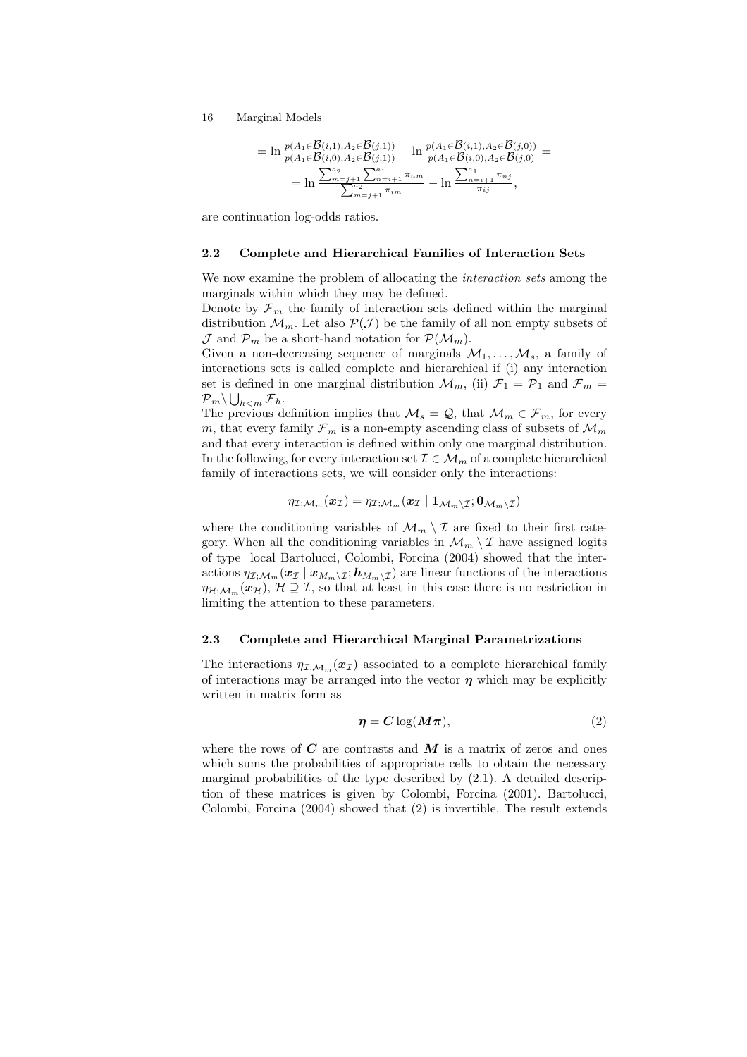$$= \ln \frac{p(A_1 \in \mathcal{B}(i,1), A_2 \in \mathcal{B}(j,1))}{p(A_1 \in \mathcal{B}(i,0), A_2 \in \mathcal{B}(j,1))} - \ln \frac{p(A_1 \in \mathcal{B}(i,1), A_2 \in \mathcal{B}(j,0))}{p(A_1 \in \mathcal{B}(i,0), A_2 \in \mathcal{B}(j,0))} =$$

$$= \ln \frac{\sum_{m=j+1}^{a_2} \sum_{n=i+1}^{a_1} \pi_{nm}}{\sum_{m=j+1}^{a_2} \pi_{im}} - \ln \frac{\sum_{n=i+1}^{a_1} \pi_{nj}}{\pi_{ij}},$$

are continuation log-odds ratios.

### 2.2 Complete and Hierarchical Families of Interaction Sets

We now examine the problem of allocating the *interaction sets* among the marginals within which they may be defined.

Denote by $\mathcal{F}_m$ the family of interaction sets defined within the marginal distribution $\mathcal{M}_m$. Let also $\mathcal{P}(\mathcal{J})$ be the family of all non empty subsets of $\mathcal{J}$ and $\mathcal{P}_m$ be a short-hand notation for $\mathcal{P}(\mathcal{M}_m)$.

Given a non-decreasing sequence of marginals $\mathcal{M}_1, \ldots, \mathcal{M}_s$, a family of interactions sets is called complete and hierarchical if (i) any interaction set is defined in one marginal distribution $\mathcal{M}_m$, (ii) $\mathcal{F}_1 = \mathcal{P}_1$ and $\mathcal{F}_m = \mathcal{P}_m \setminus \bigcup_{h<m} \mathcal{F}_h$.

The previous definition implies that $\mathcal{M}_s = \mathcal{Q}$, that $\mathcal{M}_m \in \mathcal{F}_m$, for every $m$, that every family $\mathcal{F}_m$ is a non-empty ascending class of subsets of $\mathcal{M}_m$ and that every interaction is defined within only one marginal distribution. In the following, for every interaction set $\mathcal{I} \in \mathcal{M}_m$ of a complete hierarchical family of interactions sets, we will consider only the interactions:

$$\eta_{\mathcal{I};\mathcal{M}_m}(\boldsymbol{x}_{\mathcal{I}}) = \eta_{\mathcal{I};\mathcal{M}_m}(\boldsymbol{x}_{\mathcal{I}} \mid \mathbf{1}_{\mathcal{M}_m \setminus \mathcal{I}}; \mathbf{0}_{\mathcal{M}_m \setminus \mathcal{I}})$$

where the conditioning variables of $\mathcal{M}_m \setminus \mathcal{I}$ are fixed to their first category. When all the conditioning variables in $\mathcal{M}_m \setminus \mathcal{I}$ have assigned logits of type local Bartolucci, Colombi, Forcina (2004) showed that the interactions $\eta_{\mathcal{I};\mathcal{M}_m}(\boldsymbol{x}_{\mathcal{I}} \mid \boldsymbol{x}_{M_m \setminus \mathcal{I}}; \boldsymbol{h}_{M_m \setminus \mathcal{I}})$ are linear functions of the interactions $\eta_{\mathcal{H};\mathcal{M}_m}(\boldsymbol{x}_{\mathcal{H}})$, $\mathcal{H} \supseteq \mathcal{I}$, so that at least in this case there is no restriction in limiting the attention to these parameters.

### 2.3 Complete and Hierarchical Marginal Parametrizations

The interactions $\eta_{\mathcal{I};\mathcal{M}_m}(\boldsymbol{x}_{\mathcal{I}})$ associated to a complete hierarchical family of interactions may be arranged into the vector $\boldsymbol{\eta}$ which may be explicitly written in matrix form as

$$\boldsymbol{\eta} = \boldsymbol{C} \log(\boldsymbol{M}\boldsymbol{\pi}), \tag{2}$$

where the rows of $\boldsymbol{C}$ are contrasts and $\boldsymbol{M}$ is a matrix of zeros and ones which sums the probabilities of appropriate cells to obtain the necessary marginal probabilities of the type described by (2.1). A detailed description of these matrices is given by Colombi, Forcina (2001). Bartolucci, Colombi, Forcina (2004) showed that (2) is invertible. The result extends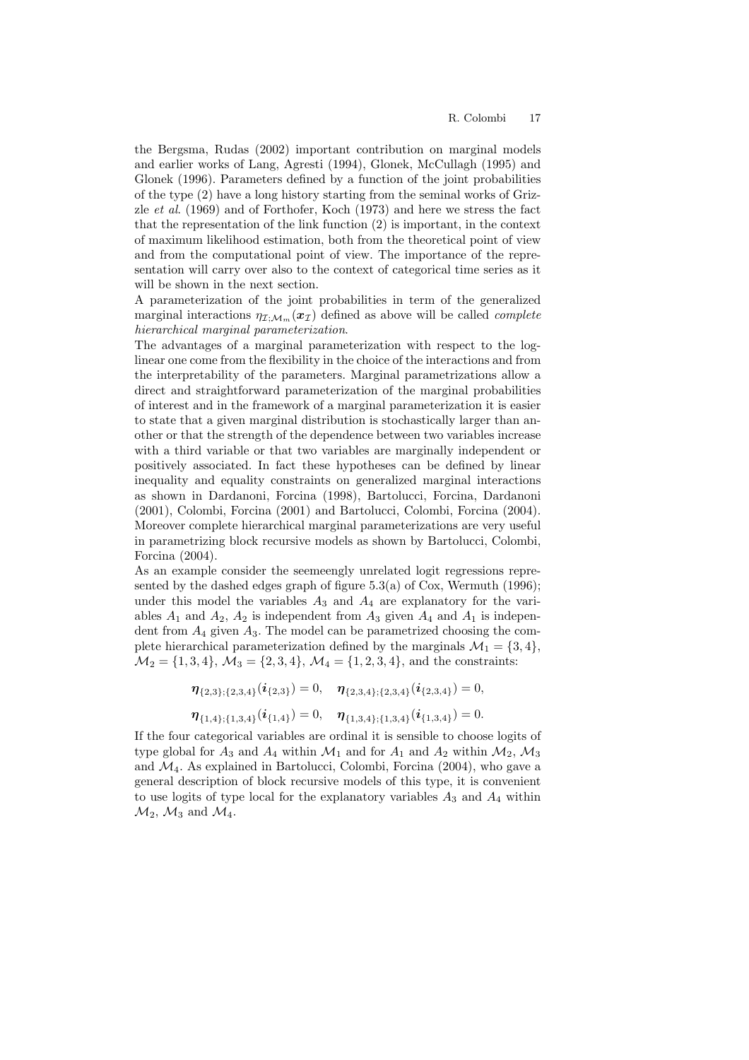the Bergsma, Rudas (2002) important contribution on marginal models and earlier works of Lang, Agresti (1994), Glonek, McCullagh (1995) and Glonek (1996). Parameters defined by a function of the joint probabilities of the type (2) have a long history starting from the seminal works of Grizzle *et al*. (1969) and of Forthofer, Koch (1973) and here we stress the fact that the representation of the link function (2) is important, in the context of maximum likelihood estimation, both from the theoretical point of view and from the computational point of view. The importance of the representation will carry over also to the context of categorical time series as it will be shown in the next section.

A parameterization of the joint probabilities in term of the generalized marginal interactions $\eta_{\mathcal{I};\mathcal{M}_m}(\boldsymbol{x}_{\mathcal{I}})$ defined as above will be called *complete hierarchical marginal parameterization*.

The advantages of a marginal parameterization with respect to the log-linear one come from the flexibility in the choice of the interactions and from the interpretability of the parameters. Marginal parametrizations allow a direct and straightforward parameterization of the marginal probabilities of interest and in the framework of a marginal parameterization it is easier to state that a given marginal distribution is stochastically larger than another or that the strength of the dependence between two variables increase with a third variable or that two variables are marginally independent or positively associated. In fact these hypotheses can be defined by linear inequality and equality constraints on generalized marginal interactions as shown in Dardanoni, Forcina (1998), Bartolucci, Forcina, Dardanoni (2001), Colombi, Forcina (2001) and Bartolucci, Colombi, Forcina (2004). Moreover complete hierarchical marginal parameterizations are very useful in parametrizing block recursive models as shown by Bartolucci, Colombi, Forcina (2004).

As an example consider the seemeengly unrelated logit regressions represented by the dashed edges graph of figure 5.3(a) of Cox, Wermuth (1996); under this model the variables $A_3$ and $A_4$ are explanatory for the variables $A_1$ and $A_2$, $A_2$ is independent from $A_3$ given $A_4$ and $A_1$ is independent from $A_4$ given $A_3$. The model can be parametrized choosing the complete hierarchical parameterization defined by the marginals $\mathcal{M}_1 = \{3, 4\}$, $\mathcal{M}_2 = \{1, 3, 4\}$, $\mathcal{M}_3 = \{2, 3, 4\}$, $\mathcal{M}_4 = \{1, 2, 3, 4\}$, and the constraints:

$$\boldsymbol{\eta}_{\{2,3\};\{2,3,4\}}(\boldsymbol{i}_{\{2,3\}}) = 0, \quad \boldsymbol{\eta}_{\{2,3,4\};\{2,3,4\}}(\boldsymbol{i}_{\{2,3,4\}}) = 0,$$

$$\boldsymbol{\eta}_{\{1,4\};\{1,3,4\}}(\boldsymbol{i}_{\{1,4\}}) = 0, \quad \boldsymbol{\eta}_{\{1,3,4\};\{1,3,4\}}(\boldsymbol{i}_{\{1,3,4\}}) = 0.$$

If the four categorical variables are ordinal it is sensible to choose logits of type global for $A_3$ and $A_4$ within $\mathcal{M}_1$ and for $A_1$ and $A_2$ within $\mathcal{M}_2$, $\mathcal{M}_3$ and $\mathcal{M}_4$. As explained in Bartolucci, Colombi, Forcina (2004), who gave a general description of block recursive models of this type, it is convenient to use logits of type local for the explanatory variables $A_3$ and $A_4$ within $\mathcal{M}_2$, $\mathcal{M}_3$ and $\mathcal{M}_4$.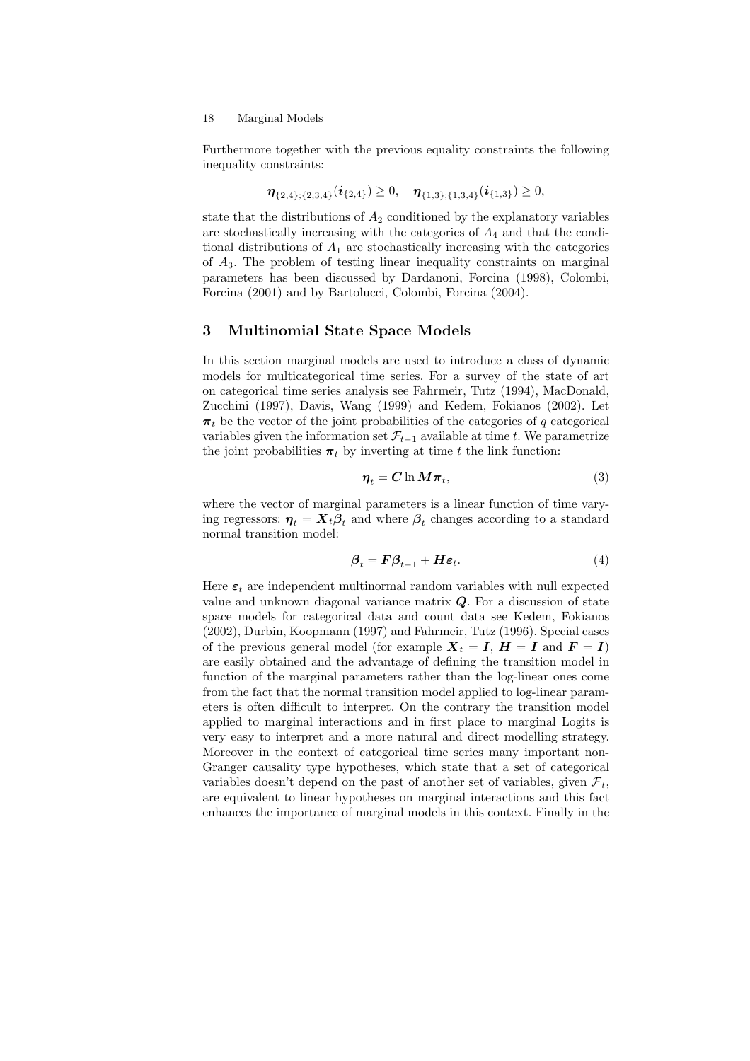Furthermore together with the previous equality constraints the following inequality constraints:

$$\boldsymbol{\eta}_{\{2,4\};\{2,3,4\}}(\boldsymbol{i}_{\{2,4\}}) \geq 0, \quad \boldsymbol{\eta}_{\{1,3\};\{1,3,4\}}(\boldsymbol{i}_{\{1,3\}}) \geq 0,$$

state that the distributions of $A_2$ conditioned by the explanatory variables are stochastically increasing with the categories of $A_4$ and that the conditional distributions of $A_1$ are stochastically increasing with the categories of $A_3$. The problem of testing linear inequality constraints on marginal parameters has been discussed by Dardanoni, Forcina (1998), Colombi, Forcina (2001) and by Bartolucci, Colombi, Forcina (2004).

## 3 Multinomial State Space Models

In this section marginal models are used to introduce a class of dynamic models for multicategorical time series. For a survey of the state of art on categorical time series analysis see Fahrmeir, Tutz (1994), MacDonald, Zucchini (1997), Davis, Wang (1999) and Kedem, Fokianos (2002). Let $\boldsymbol{\pi}_t$ be the vector of the joint probabilities of the categories of $q$ categorical variables given the information set $\mathcal{F}_{t-1}$ available at time $t$. We parametrize the joint probabilities $\boldsymbol{\pi}_t$ by inverting at time $t$ the link function:

$$\boldsymbol{\eta}_t = \boldsymbol{C} \ln \boldsymbol{M} \boldsymbol{\pi}_t, \tag{3}$$

where the vector of marginal parameters is a linear function of time varying regressors: $\boldsymbol{\eta}_t = \boldsymbol{X}_t \boldsymbol{\beta}_t$ and where $\boldsymbol{\beta}_t$ changes according to a standard normal transition model:

$$\boldsymbol{\beta}_t = \boldsymbol{F} \boldsymbol{\beta}_{t-1} + \boldsymbol{H} \boldsymbol{\varepsilon}_t. \tag{4}$$

Here $\boldsymbol{\varepsilon}_t$ are independent multinormal random variables with null expected value and unknown diagonal variance matrix $\boldsymbol{Q}$. For a discussion of state space models for categorical data and count data see Kedem, Fokianos (2002), Durbin, Koopmann (1997) and Fahrmeir, Tutz (1996). Special cases of the previous general model (for example $\boldsymbol{X}_t = \boldsymbol{I}$, $\boldsymbol{H} = \boldsymbol{I}$ and $\boldsymbol{F} = \boldsymbol{I}$) are easily obtained and the advantage of defining the transition model in function of the marginal parameters rather than the log-linear ones come from the fact that the normal transition model applied to log-linear parameters is often difficult to interpret. On the contrary the transition model applied to marginal interactions and in first place to marginal Logits is very easy to interpret and a more natural and direct modelling strategy. Moreover in the context of categorical time series many important non-Granger causality type hypotheses, which state that a set of categorical variables doesn't depend on the past of another set of variables, given $\mathcal{F}_t$, are equivalent to linear hypotheses on marginal interactions and this fact enhances the importance of marginal models in this context. Finally in the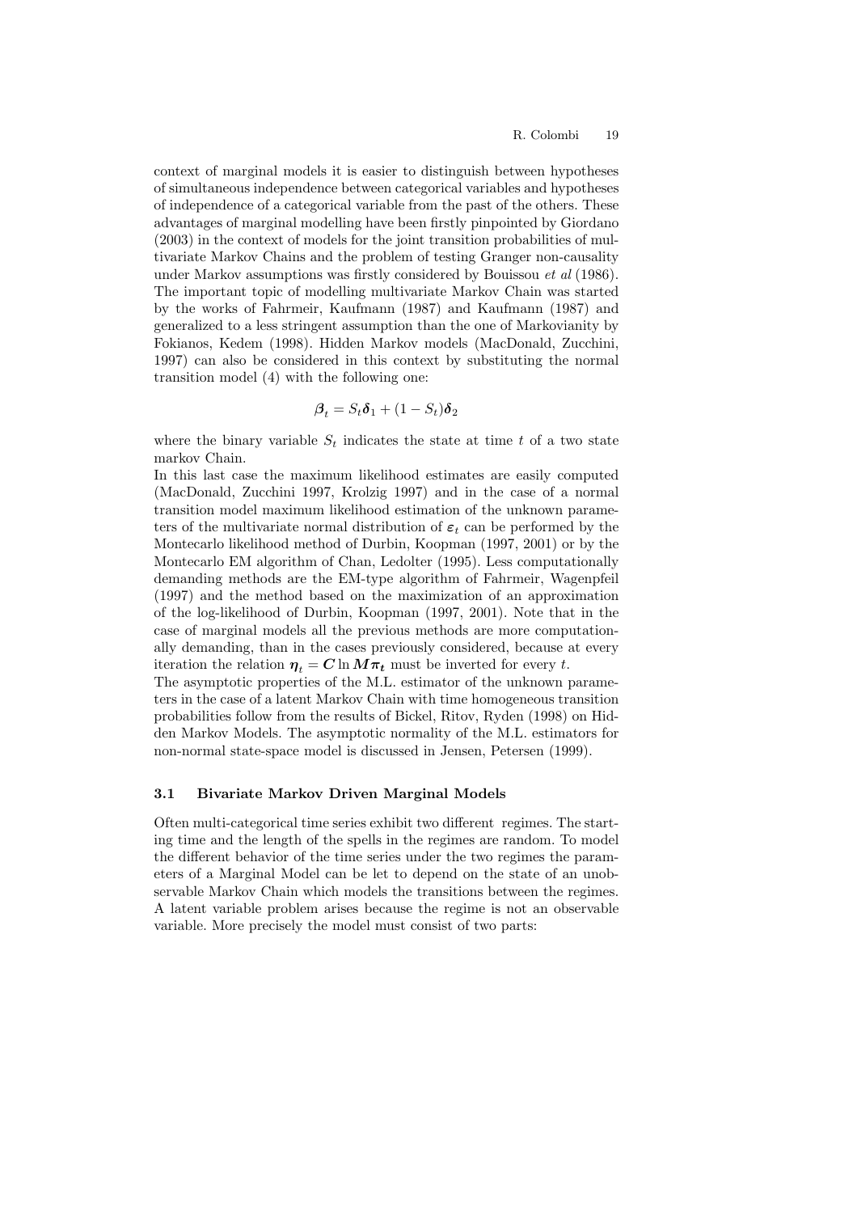context of marginal models it is easier to distinguish between hypotheses of simultaneous independence between categorical variables and hypotheses of independence of a categorical variable from the past of the others. These advantages of marginal modelling have been firstly pinpointed by Giordano (2003) in the context of models for the joint transition probabilities of multivariate Markov Chains and the problem of testing Granger non-causality under Markov assumptions was firstly considered by Bouissou *et al* (1986). The important topic of modelling multivariate Markov Chain was started by the works of Fahrmeir, Kaufmann (1987) and Kaufmann (1987) and generalized to a less stringent assumption than the one of Markovianity by Fokianos, Kedem (1998). Hidden Markov models (MacDonald, Zucchini, 1997) can also be considered in this context by substituting the normal transition model (4) with the following one:

$$\boldsymbol{\beta}_t = S_t \boldsymbol{\delta}_1 + (1 - S_t)\boldsymbol{\delta}_2$$

where the binary variable $S_t$ indicates the state at time $t$ of a two state markov Chain.

In this last case the maximum likelihood estimates are easily computed (MacDonald, Zucchini 1997, Krolzig 1997) and in the case of a normal transition model maximum likelihood estimation of the unknown parameters of the multivariate normal distribution of $\boldsymbol{\varepsilon}_t$ can be performed by the Montecarlo likelihood method of Durbin, Koopman (1997, 2001) or by the Montecarlo EM algorithm of Chan, Ledolter (1995). Less computationally demanding methods are the EM-type algorithm of Fahrmeir, Wagenpfeil (1997) and the method based on the maximization of an approximation of the log-likelihood of Durbin, Koopman (1997, 2001). Note that in the case of marginal models all the previous methods are more computationally demanding, than in the cases previously considered, because at every iteration the relation $\boldsymbol{\eta}_t = \boldsymbol{C} \ln \boldsymbol{M} \boldsymbol{\pi}_t$ must be inverted for every $t$.

The asymptotic properties of the M.L. estimator of the unknown parameters in the case of a latent Markov Chain with time homogeneous transition probabilities follow from the results of Bickel, Ritov, Ryden (1998) on Hidden Markov Models. The asymptotic normality of the M.L. estimators for non-normal state-space model is discussed in Jensen, Petersen (1999).

### 3.1 Bivariate Markov Driven Marginal Models

Often multi-categorical time series exhibit two different regimes. The starting time and the length of the spells in the regimes are random. To model the different behavior of the time series under the two regimes the parameters of a Marginal Model can be let to depend on the state of an unobservable Markov Chain which models the transitions between the regimes. A latent variable problem arises because the regime is not an observable variable. More precisely the model must consist of two parts: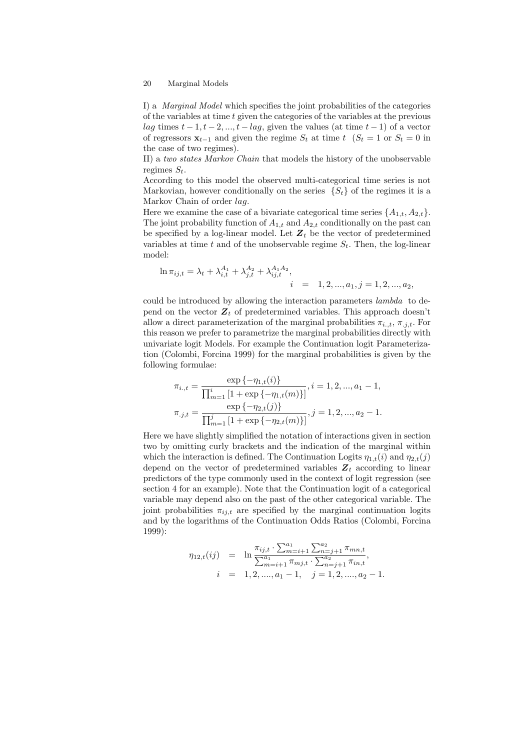I) a *Marginal Model* which specifies the joint probabilities of the categories of the variables at time $t$ given the categories of the variables at the previous $lag$ times $t-1, t-2, ..., t-lag$, given the values (at time $t-1$) of a vector of regressors $\mathbf{x}_{t-1}$ and given the regime $S_t$ at time $t$ ($S_t = 1$ or $S_t = 0$ in the case of two regimes).

II) a *two states Markov Chain* that models the history of the unobservable regimes $S_t$.

According to this model the observed multi-categorical time series is not Markovian, however conditionally on the series $\{S_t\}$ of the regimes it is a Markov Chain of order $lag$.

Here we examine the case of a bivariate categorical time series $\{A_{1,t}, A_{2,t}\}$. The joint probability function of $A_{1,t}$ and $A_{2,t}$ conditionally on the past can be specified by a log-linear model. Let $\boldsymbol{Z}_t$ be the vector of predetermined variables at time $t$ and of the unobservable regime $S_t$. Then, the log-linear model:

$$
\begin{aligned}
\ln \pi_{ij,t} = \lambda_t + \lambda_{i,t}^{A_1} + \lambda_{j,t}^{A_2} + \lambda_{ij,t}^{A_1 A_2}, \\
i \quad = \quad 1, 2, ..., a_1, j = 1, 2, ..., a_2,
\end{aligned}
$$

could be introduced by allowing the interaction parameters *lambda* to depend on the vector $\boldsymbol{Z}_t$ of predetermined variables. This approach doesn't allow a direct parameterization of the marginal probabilities $\pi_{i.,t}$, $\pi_{.j,t}$. For this reason we prefer to parametrize the marginal probabilities directly with univariate logit Models. For example the Continuation logit Parameterization (Colombi, Forcina 1999) for the marginal probabilities is given by the following formulae:

$$
\begin{aligned}
\pi_{i.,t} &= \frac{\exp\{-\eta_{1,t}(i)\}}{\prod_{m=1}^{i}\left[1+\exp\{-\eta_{1,t}(m)\}\right]}, i = 1, 2, ..., a_1 - 1, \\
\pi_{.j,t} &= \frac{\exp\{-\eta_{2,t}(j)\}}{\prod_{m=1}^{j}\left[1+\exp\{-\eta_{2,t}(m)\}\right]}, j = 1, 2, ..., a_2 - 1.
\end{aligned}
$$

Here we have slightly simplified the notation of interactions given in section two by omitting curly brackets and the indication of the marginal within which the interaction is defined. The Continuation Logits $\eta_{1,t}(i)$ and $\eta_{2,t}(j)$ depend on the vector of predetermined variables $\boldsymbol{Z}_t$ according to linear predictors of the type commonly used in the context of logit regression (see section 4 for an example). Note that the Continuation logit of a categorical variable may depend also on the past of the other categorical variable. The joint probabilities $\pi_{ij,t}$ are specified by the marginal continuation logits and by the logarithms of the Continuation Odds Ratios (Colombi, Forcina 1999):

$$
\begin{aligned}
\eta_{12,t}(ij) &= \ln \frac{\pi_{ij,t} \cdot \sum_{m=i+1}^{a_1} \sum_{n=j+1}^{a_2} \pi_{mn,t}}{\sum_{m=i+1}^{a_1} \pi_{mj,t} \cdot \sum_{n=j+1}^{a_2} \pi_{in,t}}, \\
i &= 1, 2, ...., a_1 - 1, \quad j = 1, 2, ...., a_2 - 1.
\end{aligned}
$$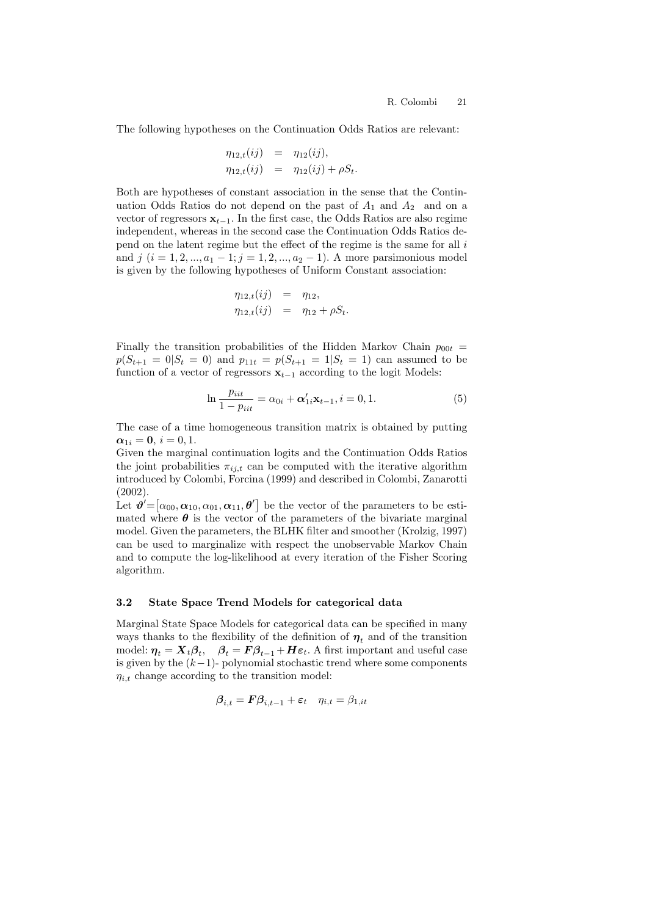The following hypotheses on the Continuation Odds Ratios are relevant:

$$
\begin{aligned}
\eta_{12,t}(ij) &= \eta_{12}(ij), \\
\eta_{12,t}(ij) &= \eta_{12}(ij) + \rho S_t.
\end{aligned}
$$

Both are hypotheses of constant association in the sense that the Continuation Odds Ratios do not depend on the past of $A_1$ and $A_2$ and on a vector of regressors $\mathbf{x}_{t-1}$. In the first case, the Odds Ratios are also regime independent, whereas in the second case the Continuation Odds Ratios depend on the latent regime but the effect of the regime is the same for all $i$ and $j$ ($i = 1, 2, ..., a_1 - 1; j = 1, 2, ..., a_2 - 1$). A more parsimonious model is given by the following hypotheses of Uniform Constant association:

$$
\begin{aligned}
\eta_{12,t}(ij) &= \eta_{12}, \\
\eta_{12,t}(ij) &= \eta_{12} + \rho S_t.
\end{aligned}
$$

Finally the transition probabilities of the Hidden Markov Chain $p_{00t} = p(S_{t+1} = 0|S_t = 0)$ and $p_{11t} = p(S_{t+1} = 1|S_t = 1)$ can assumed to be function of a vector of regressors $\mathbf{x}_{t-1}$ according to the logit Models:

$$
\ln \frac{p_{iit}}{1 - p_{iit}} = \alpha_{0i} + \boldsymbol{\alpha}'_{1i}\mathbf{x}_{t-1}, i = 0, 1. \tag{5}
$$

The case of a time homogeneous transition matrix is obtained by putting $\boldsymbol{\alpha}_{1i} = \mathbf{0}$, $i = 0, 1$.

Given the marginal continuation logits and the Continuation Odds Ratios the joint probabilities $\pi_{ij,t}$ can be computed with the iterative algorithm introduced by Colombi, Forcina (1999) and described in Colombi, Zanarotti (2002).

Let $\boldsymbol{\vartheta}' = [\alpha_{00}, \boldsymbol{\alpha}_{10}, \alpha_{01}, \boldsymbol{\alpha}_{11}, \boldsymbol{\theta}']$ be the vector of the parameters to be estimated where $\boldsymbol{\theta}$ is the vector of the parameters of the bivariate marginal model. Given the parameters, the BLHK filter and smoother (Krolzig, 1997) can be used to marginalize with respect the unobservable Markov Chain and to compute the log-likelihood at every iteration of the Fisher Scoring algorithm.

### 3.2 State Space Trend Models for categorical data

Marginal State Space Models for categorical data can be specified in many ways thanks to the flexibility of the definition of $\boldsymbol{\eta}_t$ and of the transition model: $\boldsymbol{\eta}_t = \boldsymbol{X}_t\boldsymbol{\beta}_t$, $\boldsymbol{\beta}_t = \boldsymbol{F}\boldsymbol{\beta}_{t-1} + \boldsymbol{H}\boldsymbol{\varepsilon}_t$. A first important and useful case is given by the $(k-1)$- polynomial stochastic trend where some components $\eta_{i,t}$ change according to the transition model:

$$
\boldsymbol{\beta}_{i,t} = \boldsymbol{F}\boldsymbol{\beta}_{i,t-1} + \boldsymbol{\varepsilon}_t \quad \eta_{i,t} = \beta_{1,it}
$$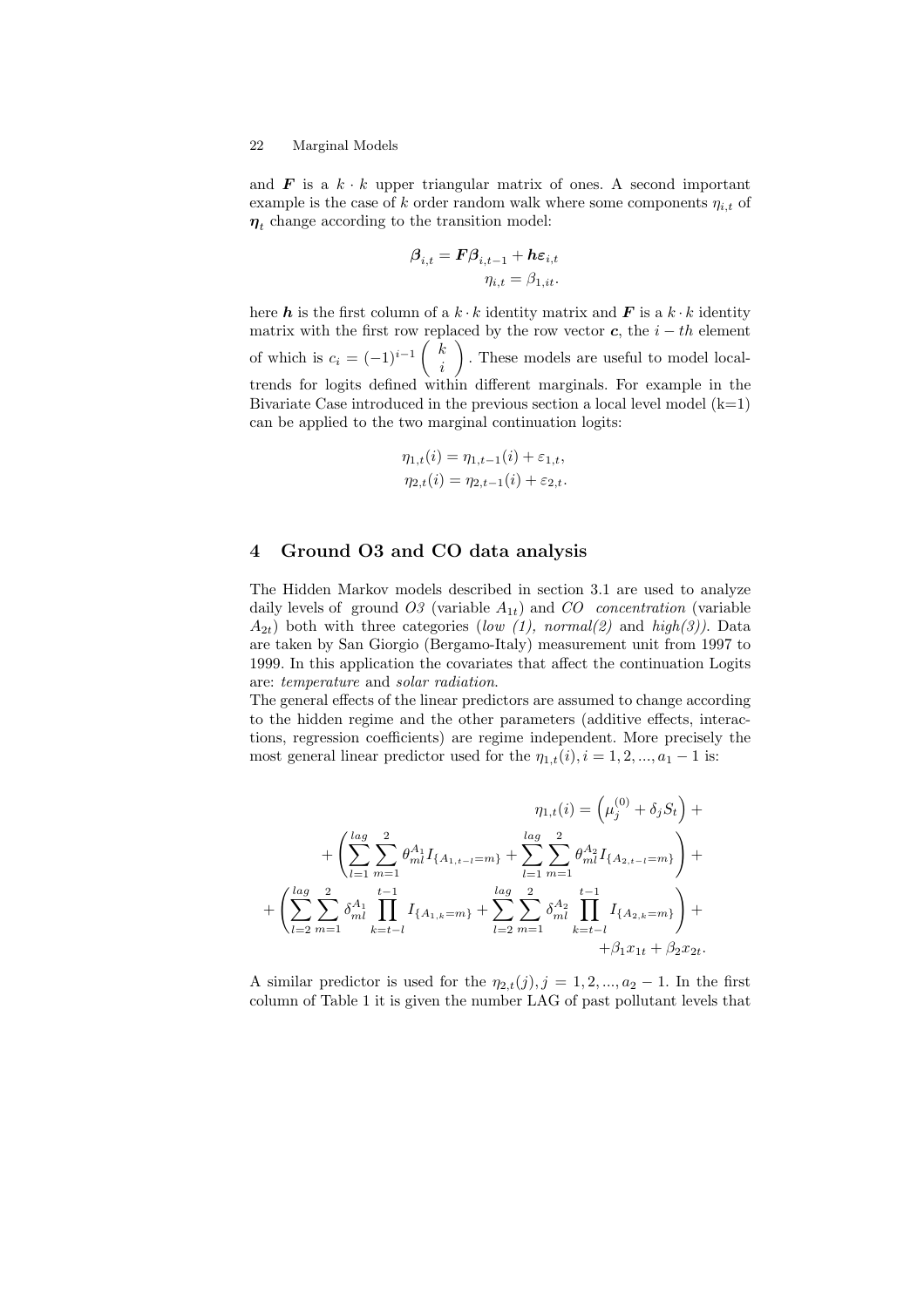and $\boldsymbol{F}$ is a $k \cdot k$ upper triangular matrix of ones. A second important example is the case of $k$ order random walk where some components $\eta_{i,t}$ of $\boldsymbol{\eta}_t$ change according to the transition model:

$$
\begin{aligned}
\boldsymbol{\beta}_{i,t} &= \boldsymbol{F}\boldsymbol{\beta}_{i,t-1} + \boldsymbol{h}\boldsymbol{\varepsilon}_{i,t} \\
\eta_{i,t} &= \beta_{1,it}.
\end{aligned}
$$

here $\boldsymbol{h}$ is the first column of a $k \cdot k$ identity matrix and $\boldsymbol{F}$ is a $k \cdot k$ identity matrix with the first row replaced by the row vector $\boldsymbol{c}$, the $i-th$ element of which is $c_i = (-1)^{i-1} \binom{k}{i}$. These models are useful to model local-trends for logits defined within different marginals. For example in the Bivariate Case introduced in the previous section a local level model (k=1) can be applied to the two marginal continuation logits:

$$
\begin{aligned}
\eta_{1,t}(i) &= \eta_{1,t-1}(i) + \varepsilon_{1,t}, \\
\eta_{2,t}(i) &= \eta_{2,t-1}(i) + \varepsilon_{2,t}.
\end{aligned}
$$

## 4 Ground O3 and CO data analysis

The Hidden Markov models described in section 3.1 are used to analyze daily levels of ground *O3* (variable $A_{1t}$) and *CO concentration* (variable $A_{2t}$) both with three categories (*low (1), normal(2)* and *high(3))*. Data are taken by San Giorgio (Bergamo-Italy) measurement unit from 1997 to 1999. In this application the covariates that affect the continuation Logits are: *temperature* and *solar radiation*.
The general effects of the linear predictors are assumed to change according to the hidden regime and the other parameters (additive effects, interactions, regression coefficients) are regime independent. More precisely the most general linear predictor used for the $\eta_{1,t}(i), i = 1, 2, ..., a_1 - 1$ is:

$$
\begin{aligned}
\eta_{1,t}(i) = \left(\mu_j^{(0)} + \delta_j S_t\right) + \\
+ \left(\sum_{l=1}^{lag}\sum_{m=1}^{2}\theta_{ml}^{A_1} I_{\{A_{1,t-l}=m\}} + \sum_{l=1}^{lag}\sum_{m=1}^{2}\theta_{ml}^{A_2} I_{\{A_{2,t-l}=m\}}\right) + \\
+ \left(\sum_{l=2}^{lag}\sum_{m=1}^{2}\delta_{ml}^{A_1}\prod_{k=t-l}^{t-1} I_{\{A_{1,k}=m\}} + \sum_{l=2}^{lag}\sum_{m=1}^{2}\delta_{ml}^{A_2}\prod_{k=t-l}^{t-1} I_{\{A_{2,k}=m\}}\right) + \\
+\beta_1 x_{1t} + \beta_2 x_{2t}.
\end{aligned}
$$

A similar predictor is used for the $\eta_{2,t}(j), j = 1, 2, ..., a_2 - 1$. In the first column of Table 1 it is given the number LAG of past pollutant levels that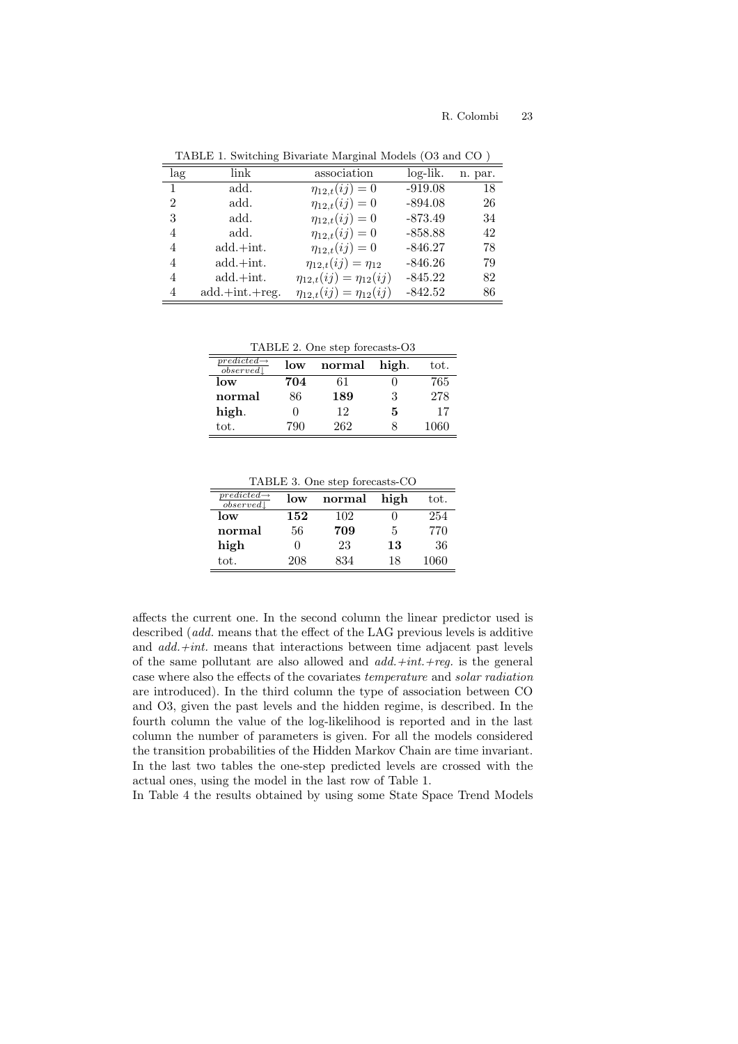TABLE 1. Switching Bivariate Marginal Models (O3 and CO )

| lag | link | association | log-lik. | n. par. |
|---|---|---|---|---|
| 1 | add. | $\eta_{12,t}(ij) = 0$ | -919.08 | 18 |
| 2 | add. | $\eta_{12,t}(ij) = 0$ | -894.08 | 26 |
| 3 | add. | $\eta_{12,t}(ij) = 0$ | -873.49 | 34 |
| 4 | add. | $\eta_{12,t}(ij) = 0$ | -858.88 | 42 |
| 4 | add.+int. | $\eta_{12,t}(ij) = 0$ | -846.27 | 78 |
| 4 | add.+int. | $\eta_{12,t}(ij) = \eta_{12}$ | -846.26 | 79 |
| 4 | add.+int. | $\eta_{12,t}(ij) = \eta_{12}(ij)$ | -845.22 | 82 |
| 4 | add.+int.+reg. | $\eta_{12,t}(ij) = \eta_{12}(ij)$ | -842.52 | 86 |

TABLE 2. One step forecasts-O3

| *predicted*→ / *observed*↓ | **low** | **normal** | **high**. | tot. |
|---|---|---|---|---|
| **low** | **704** | 61 | 0 | 765 |
| **normal** | 86 | **189** | 3 | 278 |
| **high**. | 0 | 12 | **5** | 17 |
| tot. | 790 | 262 | 8 | 1060 |

TABLE 3. One step forecasts-CO

| *predicted*→ / *observed*↓ | **low** | **normal** | **high** | tot. |
|---|---|---|---|---|
| **low** | **152** | 102 | 0 | 254 |
| **normal** | 56 | **709** | 5 | 770 |
| **high** | 0 | 23 | **13** | 36 |
| tot. | 208 | 834 | 18 | 1060 |

affects the current one. In the second column the linear predictor used is described (*add.* means that the effect of the LAG previous levels is additive and *add.+int.* means that interactions between time adjacent past levels of the same pollutant are also allowed and *add.+int.+reg.* is the general case where also the effects of the covariates *temperature* and *solar radiation* are introduced). In the third column the type of association between CO and O3, given the past levels and the hidden regime, is described. In the fourth column the value of the log-likelihood is reported and in the last column the number of parameters is given. For all the models considered the transition probabilities of the Hidden Markov Chain are time invariant. In the last two tables the one-step predicted levels are crossed with the actual ones, using the model in the last row of Table 1.

In Table 4 the results obtained by using some State Space Trend Models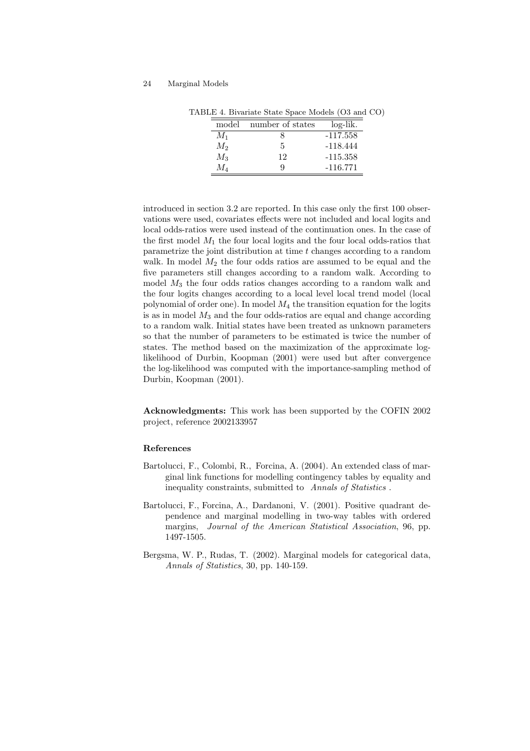TABLE 4. Bivariate State Space Models (O3 and CO)

| model | number of states | log-lik. |
|---|---|---|
| $M_1$ | 8 | -117.558 |
| $M_2$ | 5 | -118.444 |
| $M_3$ | 12 | -115.358 |
| $M_4$ | 9 | -116.771 |

introduced in section 3.2 are reported. In this case only the first 100 observations were used, covariates effects were not included and local logits and local odds-ratios were used instead of the continuation ones. In the case of the first model $M_1$ the four local logits and the four local odds-ratios that parametrize the joint distribution at time $t$ changes according to a random walk. In model $M_2$ the four odds ratios are assumed to be equal and the five parameters still changes according to a random walk. According to model $M_3$ the four odds ratios changes according to a random walk and the four logits changes according to a local level local trend model (local polynomial of order one). In model $M_4$ the transition equation for the logits is as in model $M_3$ and the four odds-ratios are equal and change according to a random walk. Initial states have been treated as unknown parameters so that the number of parameters to be estimated is twice the number of states. The method based on the maximization of the approximate log-likelihood of Durbin, Koopman (2001) were used but after convergence the log-likelihood was computed with the importance-sampling method of Durbin, Koopman (2001).

**Acknowledgments:** This work has been supported by the COFIN 2002 project, reference 2002133957

### References

Bartolucci, F., Colombi, R., Forcina, A. (2004). An extended class of marginal link functions for modelling contingency tables by equality and inequality constraints, submitted to *Annals of Statistics* .

Bartolucci, F., Forcina, A., Dardanoni, V. (2001). Positive quadrant dependence and marginal modelling in two-way tables with ordered margins, *Journal of the American Statistical Association*, 96, pp. 1497-1505.

Bergsma, W. P., Rudas, T. (2002). Marginal models for categorical data, *Annals of Statistics*, 30, pp. 140-159.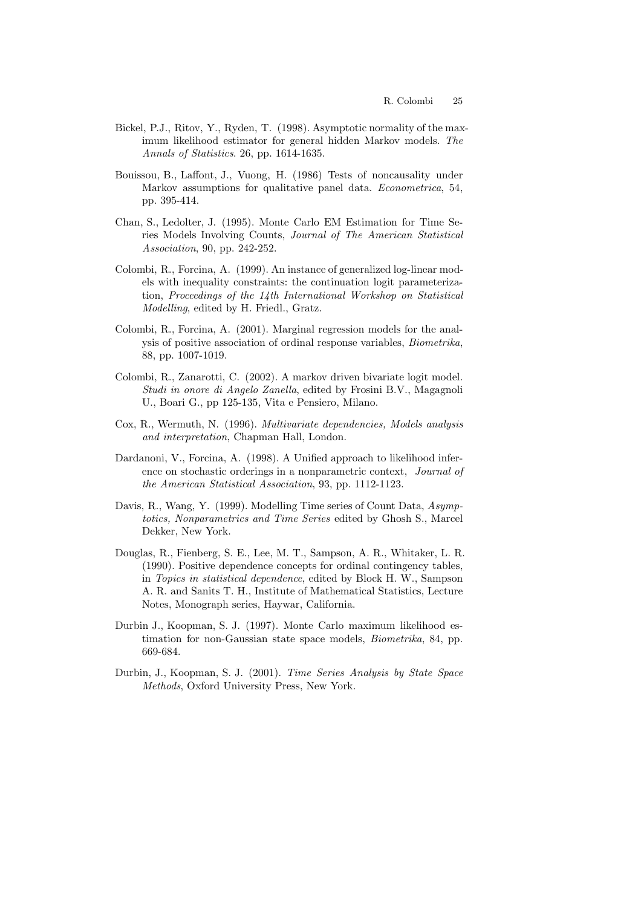Bickel, P.J., Ritov, Y., Ryden, T. (1998). Asymptotic normality of the maximum likelihood estimator for general hidden Markov models. *The Annals of Statistics*. 26, pp. 1614-1635.

Bouissou, B., Laffont, J., Vuong, H. (1986) Tests of noncausality under Markov assumptions for qualitative panel data. *Econometrica*, 54, pp. 395-414.

Chan, S., Ledolter, J. (1995). Monte Carlo EM Estimation for Time Series Models Involving Counts, *Journal of The American Statistical Association*, 90, pp. 242-252.

Colombi, R., Forcina, A. (1999). An instance of generalized log-linear models with inequality constraints: the continuation logit parameterization, *Proceedings of the 14th International Workshop on Statistical Modelling*, edited by H. Friedl., Gratz.

Colombi, R., Forcina, A. (2001). Marginal regression models for the analysis of positive association of ordinal response variables, *Biometrika*, 88, pp. 1007-1019.

Colombi, R., Zanarotti, C. (2002). A markov driven bivariate logit model. *Studi in onore di Angelo Zanella*, edited by Frosini B.V., Magagnoli U., Boari G., pp 125-135, Vita e Pensiero, Milano.

Cox, R., Wermuth, N. (1996). *Multivariate dependencies, Models analysis and interpretation*, Chapman Hall, London.

Dardanoni, V., Forcina, A. (1998). A Unified approach to likelihood inference on stochastic orderings in a nonparametric context, *Journal of the American Statistical Association*, 93, pp. 1112-1123.

Davis, R., Wang, Y. (1999). Modelling Time series of Count Data, *Asymptotics, Nonparametrics and Time Series* edited by Ghosh S., Marcel Dekker, New York.

Douglas, R., Fienberg, S. E., Lee, M. T., Sampson, A. R., Whitaker, L. R. (1990). Positive dependence concepts for ordinal contingency tables, in *Topics in statistical dependence*, edited by Block H. W., Sampson A. R. and Sanits T. H., Institute of Mathematical Statistics, Lecture Notes, Monograph series, Haywar, California.

Durbin J., Koopman, S. J. (1997). Monte Carlo maximum likelihood estimation for non-Gaussian state space models, *Biometrika*, 84, pp. 669-684.

Durbin, J., Koopman, S. J. (2001). *Time Series Analysis by State Space Methods*, Oxford University Press, New York.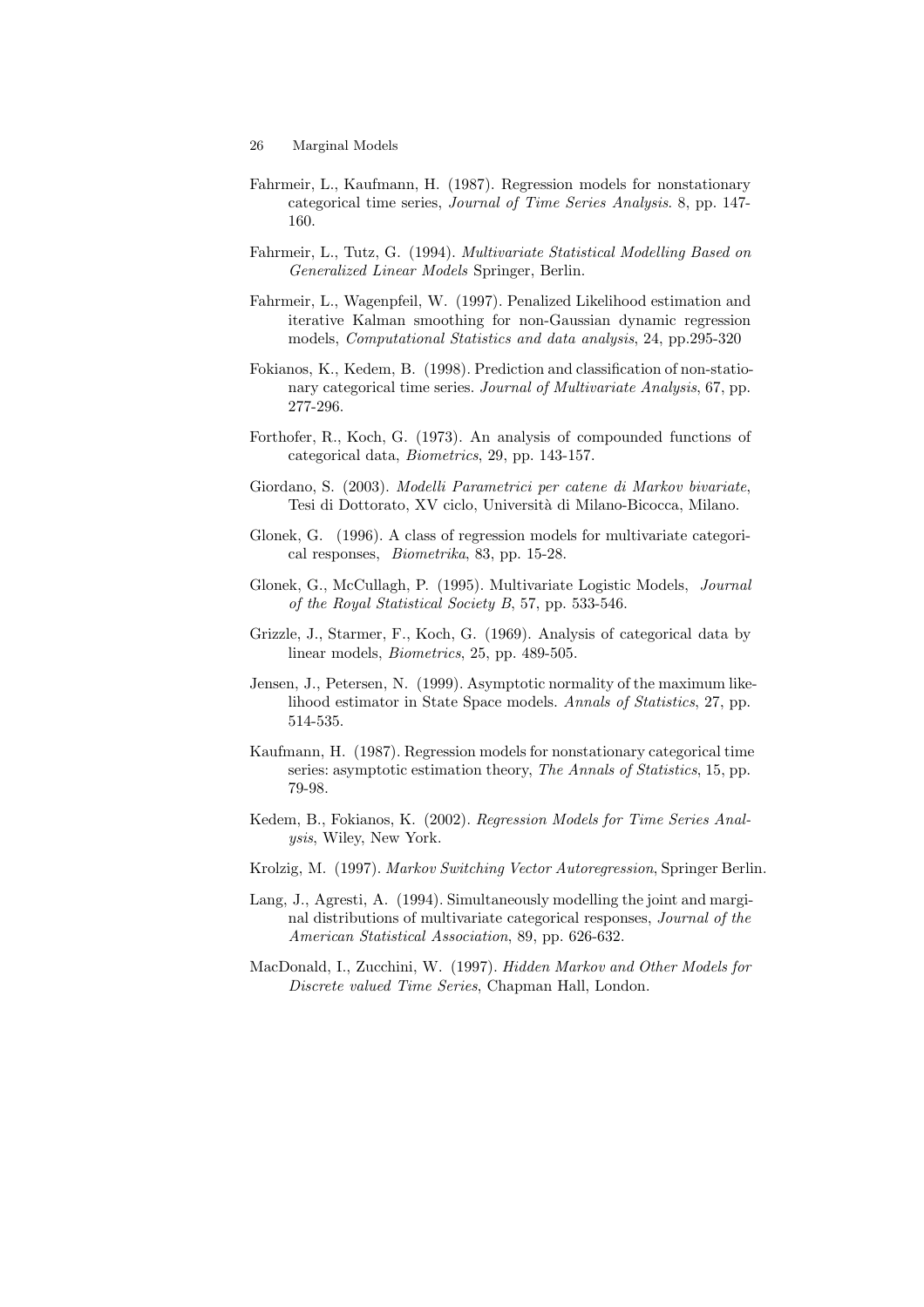Fahrmeir, L., Kaufmann, H. (1987). Regression models for nonstationary categorical time series, *Journal of Time Series Analysis*. 8, pp. 147-160.

Fahrmeir, L., Tutz, G. (1994). *Multivariate Statistical Modelling Based on Generalized Linear Models* Springer, Berlin.

Fahrmeir, L., Wagenpfeil, W. (1997). Penalized Likelihood estimation and iterative Kalman smoothing for non-Gaussian dynamic regression models, *Computational Statistics and data analysis*, 24, pp.295-320

Fokianos, K., Kedem, B. (1998). Prediction and classification of non-stationary categorical time series. *Journal of Multivariate Analysis*, 67, pp. 277-296.

Forthofer, R., Koch, G. (1973). An analysis of compounded functions of categorical data, *Biometrics*, 29, pp. 143-157.

Giordano, S. (2003). *Modelli Parametrici per catene di Markov bivariate*, Tesi di Dottorato, XV ciclo, Università di Milano-Bicocca, Milano.

Glonek, G. (1996). A class of regression models for multivariate categorical responses, *Biometrika*, 83, pp. 15-28.

Glonek, G., McCullagh, P. (1995). Multivariate Logistic Models, *Journal of the Royal Statistical Society B*, 57, pp. 533-546.

Grizzle, J., Starmer, F., Koch, G. (1969). Analysis of categorical data by linear models, *Biometrics*, 25, pp. 489-505.

Jensen, J., Petersen, N. (1999). Asymptotic normality of the maximum likelihood estimator in State Space models. *Annals of Statistics*, 27, pp. 514-535.

Kaufmann, H. (1987). Regression models for nonstationary categorical time series: asymptotic estimation theory, *The Annals of Statistics*, 15, pp. 79-98.

Kedem, B., Fokianos, K. (2002). *Regression Models for Time Series Analysis*, Wiley, New York.

Krolzig, M. (1997). *Markov Switching Vector Autoregression*, Springer Berlin.

Lang, J., Agresti, A. (1994). Simultaneously modelling the joint and marginal distributions of multivariate categorical responses, *Journal of the American Statistical Association*, 89, pp. 626-632.

MacDonald, I., Zucchini, W. (1997). *Hidden Markov and Other Models for Discrete valued Time Series*, Chapman Hall, London.